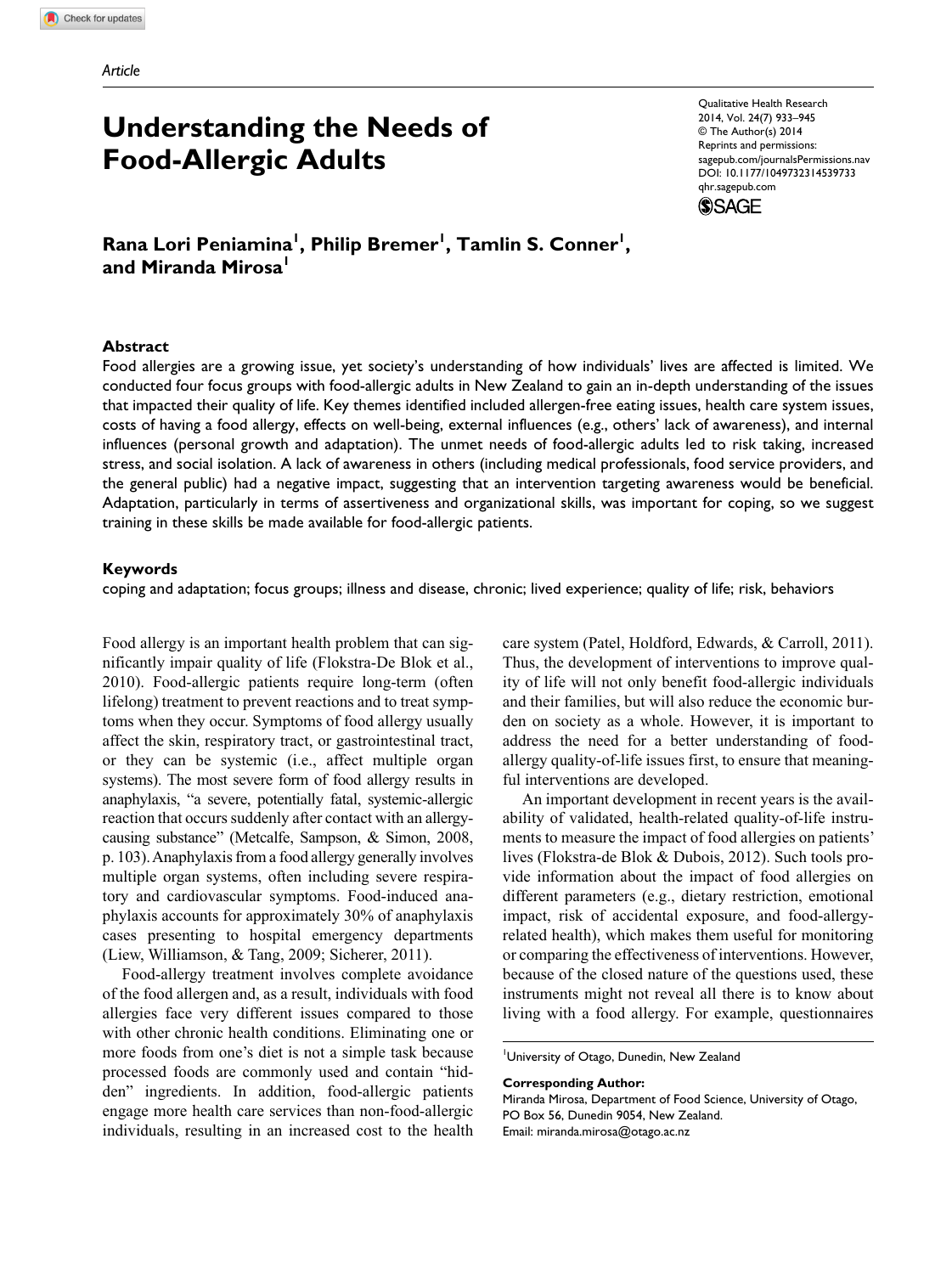Article

# Understanding the Needs of Food-Allergic Adults

Qualitative Health Research
2014, Vol. 24(7) 933–945
© The Author(s) 2014
Reprints and permissions:
sagepub.com/journalsPermissions.nav
DOI: 10.1177/1049732314539733
qhr.sagepub.com

**Rana Lori Peniamina[1], Philip Bremer[1], Tamlin S. Conner[1], and Miranda Mirosa[1]**

## Abstract

Food allergies are a growing issue, yet society's understanding of how individuals' lives are affected is limited. We conducted four focus groups with food-allergic adults in New Zealand to gain an in-depth understanding of the issues that impacted their quality of life. Key themes identified included allergen-free eating issues, health care system issues, costs of having a food allergy, effects on well-being, external influences (e.g., others' lack of awareness), and internal influences (personal growth and adaptation). The unmet needs of food-allergic adults led to risk taking, increased stress, and social isolation. A lack of awareness in others (including medical professionals, food service providers, and the general public) had a negative impact, suggesting that an intervention targeting awareness would be beneficial. Adaptation, particularly in terms of assertiveness and organizational skills, was important for coping, so we suggest training in these skills be made available for food-allergic patients.

## Keywords

coping and adaptation; focus groups; illness and disease, chronic; lived experience; quality of life; risk, behaviors

Food allergy is an important health problem that can significantly impair quality of life (Flokstra-De Blok et al., 2010). Food-allergic patients require long-term (often lifelong) treatment to prevent reactions and to treat symptoms when they occur. Symptoms of food allergy usually affect the skin, respiratory tract, or gastrointestinal tract, or they can be systemic (i.e., affect multiple organ systems). The most severe form of food allergy results in anaphylaxis, "a severe, potentially fatal, systemic-allergic reaction that occurs suddenly after contact with an allergy-causing substance" (Metcalfe, Sampson, & Simon, 2008, p. 103). Anaphylaxis from a food allergy generally involves multiple organ systems, often including severe respiratory and cardiovascular symptoms. Food-induced anaphylaxis accounts for approximately 30% of anaphylaxis cases presenting to hospital emergency departments (Liew, Williamson, & Tang, 2009; Sicherer, 2011).

Food-allergy treatment involves complete avoidance of the food allergen and, as a result, individuals with food allergies face very different issues compared to those with other chronic health conditions. Eliminating one or more foods from one's diet is not a simple task because processed foods are commonly used and contain "hidden" ingredients. In addition, food-allergic patients engage more health care services than non-food-allergic individuals, resulting in an increased cost to the health care system (Patel, Holdford, Edwards, & Carroll, 2011). Thus, the development of interventions to improve quality of life will not only benefit food-allergic individuals and their families, but will also reduce the economic burden on society as a whole. However, it is important to address the need for a better understanding of food-allergy quality-of-life issues first, to ensure that meaningful interventions are developed.

An important development in recent years is the availability of validated, health-related quality-of-life instruments to measure the impact of food allergies on patients' lives (Flokstra-de Blok & Dubois, 2012). Such tools provide information about the impact of food allergies on different parameters (e.g., dietary restriction, emotional impact, risk of accidental exposure, and food-allergy-related health), which makes them useful for monitoring or comparing the effectiveness of interventions. However, because of the closed nature of the questions used, these instruments might not reveal all there is to know about living with a food allergy. For example, questionnaires

[1]University of Otago, Dunedin, New Zealand

**Corresponding Author:**
Miranda Mirosa, Department of Food Science, University of Otago, PO Box 56, Dunedin 9054, New Zealand.
Email: miranda.mirosa@otago.ac.nz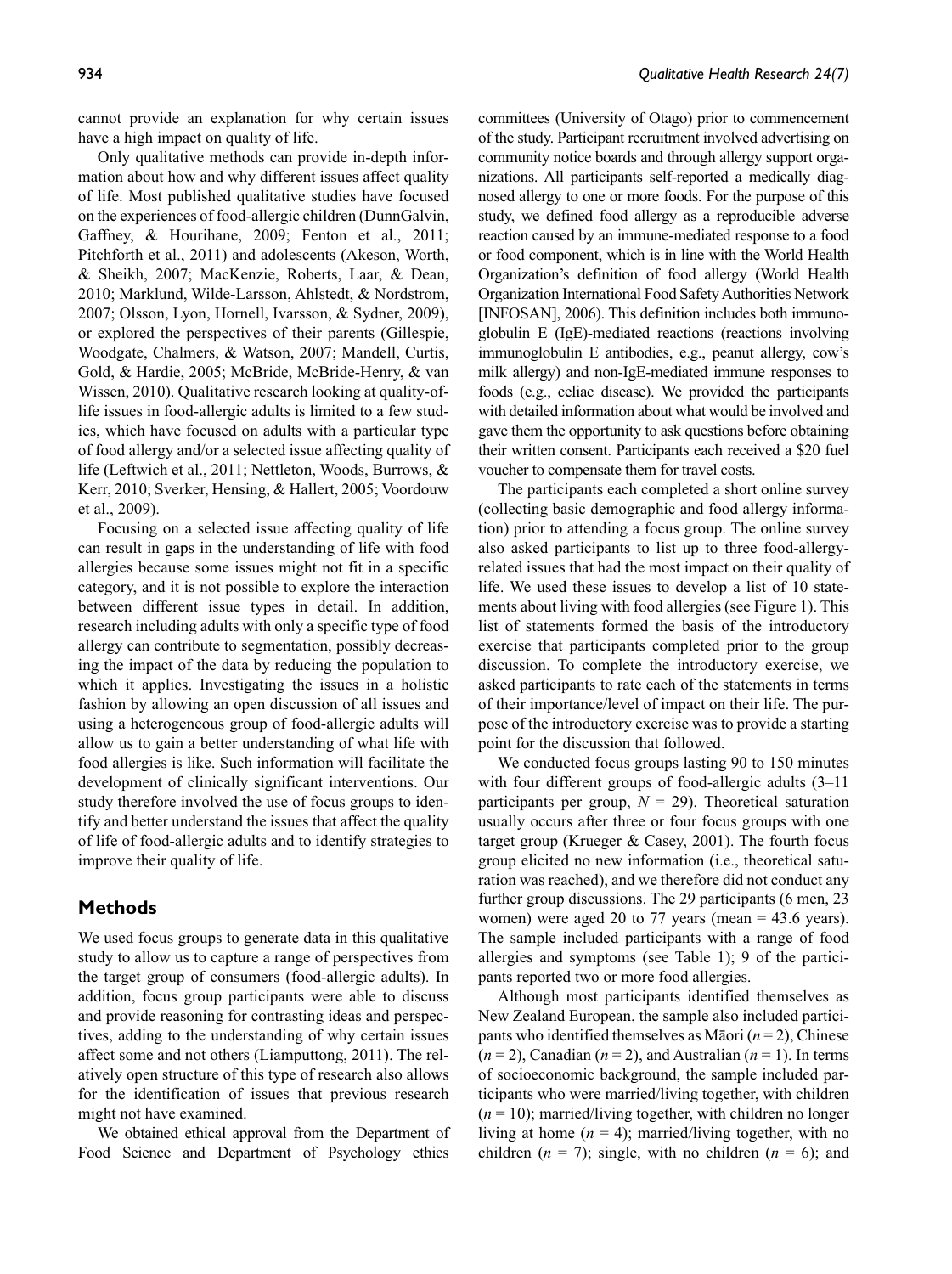cannot provide an explanation for why certain issues have a high impact on quality of life.

Only qualitative methods can provide in-depth information about how and why different issues affect quality of life. Most published qualitative studies have focused on the experiences of food-allergic children (DunnGalvin, Gaffney, & Hourihane, 2009; Fenton et al., 2011; Pitchforth et al., 2011) and adolescents (Akeson, Worth, & Sheikh, 2007; MacKenzie, Roberts, Laar, & Dean, 2010; Marklund, Wilde-Larsson, Ahlstedt, & Nordstrom, 2007; Olsson, Lyon, Hornell, Ivarsson, & Sydner, 2009), or explored the perspectives of their parents (Gillespie, Woodgate, Chalmers, & Watson, 2007; Mandell, Curtis, Gold, & Hardie, 2005; McBride, McBride-Henry, & van Wissen, 2010). Qualitative research looking at quality-of-life issues in food-allergic adults is limited to a few studies, which have focused on adults with a particular type of food allergy and/or a selected issue affecting quality of life (Leftwich et al., 2011; Nettleton, Woods, Burrows, & Kerr, 2010; Sverker, Hensing, & Hallert, 2005; Voordouw et al., 2009).

Focusing on a selected issue affecting quality of life can result in gaps in the understanding of life with food allergies because some issues might not fit in a specific category, and it is not possible to explore the interaction between different issue types in detail. In addition, research including adults with only a specific type of food allergy can contribute to segmentation, possibly decreasing the impact of the data by reducing the population to which it applies. Investigating the issues in a holistic fashion by allowing an open discussion of all issues and using a heterogeneous group of food-allergic adults will allow us to gain a better understanding of what life with food allergies is like. Such information will facilitate the development of clinically significant interventions. Our study therefore involved the use of focus groups to identify and better understand the issues that affect the quality of life of food-allergic adults and to identify strategies to improve their quality of life.

## Methods

We used focus groups to generate data in this qualitative study to allow us to capture a range of perspectives from the target group of consumers (food-allergic adults). In addition, focus group participants were able to discuss and provide reasoning for contrasting ideas and perspectives, adding to the understanding of why certain issues affect some and not others (Liamputtong, 2011). The relatively open structure of this type of research also allows for the identification of issues that previous research might not have examined.

We obtained ethical approval from the Department of Food Science and Department of Psychology ethics committees (University of Otago) prior to commencement of the study. Participant recruitment involved advertising on community notice boards and through allergy support organizations. All participants self-reported a medically diagnosed allergy to one or more foods. For the purpose of this study, we defined food allergy as a reproducible adverse reaction caused by an immune-mediated response to a food or food component, which is in line with the World Health Organization's definition of food allergy (World Health Organization International Food Safety Authorities Network [INFOSAN], 2006). This definition includes both immunoglobulin E (IgE)-mediated reactions (reactions involving immunoglobulin E antibodies, e.g., peanut allergy, cow's milk allergy) and non-IgE-mediated immune responses to foods (e.g., celiac disease). We provided the participants with detailed information about what would be involved and gave them the opportunity to ask questions before obtaining their written consent. Participants each received a $20 fuel voucher to compensate them for travel costs.

The participants each completed a short online survey (collecting basic demographic and food allergy information) prior to attending a focus group. The online survey also asked participants to list up to three food-allergy-related issues that had the most impact on their quality of life. We used these issues to develop a list of 10 statements about living with food allergies (see Figure 1). This list of statements formed the basis of the introductory exercise that participants completed prior to the group discussion. To complete the introductory exercise, we asked participants to rate each of the statements in terms of their importance/level of impact on their life. The purpose of the introductory exercise was to provide a starting point for the discussion that followed.

We conducted focus groups lasting 90 to 150 minutes with four different groups of food-allergic adults (3–11 participants per group, $N = 29$). Theoretical saturation usually occurs after three or four focus groups with one target group (Krueger & Casey, 2001). The fourth focus group elicited no new information (i.e., theoretical saturation was reached), and we therefore did not conduct any further group discussions. The 29 participants (6 men, 23 women) were aged 20 to 77 years (mean = 43.6 years). The sample included participants with a range of food allergies and symptoms (see Table 1); 9 of the participants reported two or more food allergies.

Although most participants identified themselves as New Zealand European, the sample also included participants who identified themselves as Māori ($n = 2$), Chinese ($n = 2$), Canadian ($n = 2$), and Australian ($n = 1$). In terms of socioeconomic background, the sample included participants who were married/living together, with children ($n = 10$); married/living together, with children no longer living at home ($n = 4$); married/living together, with no children ($n = 7$); single, with no children ($n = 6$); and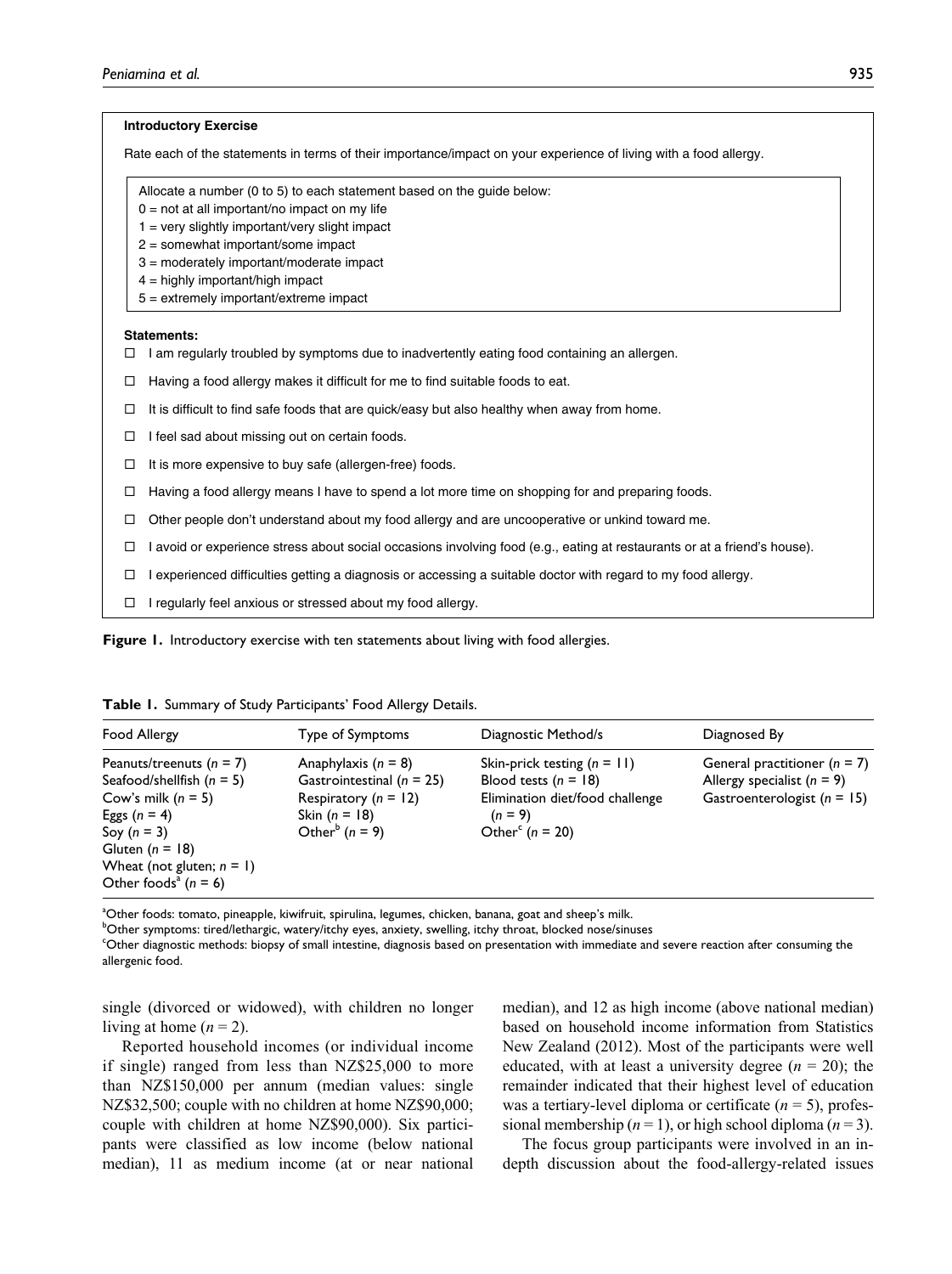**Introductory Exercise**

Rate each of the statements in terms of their importance/impact on your experience of living with a food allergy.

Allocate a number (0 to 5) to each statement based on the guide below:
0 = not at all important/no impact on my life
1 = very slightly important/very slight impact
2 = somewhat important/some impact
3 = moderately important/moderate impact
4 = highly important/high impact
5 = extremely important/extreme impact

**Statements:**

- ☐ I am regularly troubled by symptoms due to inadvertently eating food containing an allergen.
- ☐ Having a food allergy makes it difficult for me to find suitable foods to eat.
- ☐ It is difficult to find safe foods that are quick/easy but also healthy when away from home.
- ☐ I feel sad about missing out on certain foods.
- ☐ It is more expensive to buy safe (allergen-free) foods.
- ☐ Having a food allergy means I have to spend a lot more time on shopping for and preparing foods.
- ☐ Other people don't understand about my food allergy and are uncooperative or unkind toward me.
- ☐ I avoid or experience stress about social occasions involving food (e.g., eating at restaurants or at a friend's house).
- ☐ I experienced difficulties getting a diagnosis or accessing a suitable doctor with regard to my food allergy.
- ☐ I regularly feel anxious or stressed about my food allergy.

**Figure 1.** Introductory exercise with ten statements about living with food allergies.

**Table 1.** Summary of Study Participants' Food Allergy Details.

| Food Allergy | Type of Symptoms | Diagnostic Method/s | Diagnosed By |
|---|---|---|---|
| Peanuts/treenuts ($n$ = 7)<br>Seafood/shellfish ($n$ = 5)<br>Cow's milk ($n$ = 5)<br>Eggs ($n$ = 4)<br>Soy ($n$ = 3)<br>Gluten ($n$ = 18)<br>Wheat (not gluten; $n$ = 1)<br>Other foods[a] ($n$ = 6) | Anaphylaxis ($n$ = 8)<br>Gastrointestinal ($n$ = 25)<br>Respiratory ($n$ = 12)<br>Skin ($n$ = 18)<br>Other[b] ($n$ = 9) | Skin-prick testing ($n$ = 11)<br>Blood tests ($n$ = 18)<br>Elimination diet/food challenge ($n$ = 9)<br>Other[c] ($n$ = 20) | General practitioner ($n$ = 7)<br>Allergy specialist ($n$ = 9)<br>Gastroenterologist ($n$ = 15) |

[a]Other foods: tomato, pineapple, kiwifruit, spirulina, legumes, chicken, banana, goat and sheep's milk.
[b]Other symptoms: tired/lethargic, watery/itchy eyes, anxiety, swelling, itchy throat, blocked nose/sinuses
[c]Other diagnostic methods: biopsy of small intestine, diagnosis based on presentation with immediate and severe reaction after consuming the allergenic food.

single (divorced or widowed), with children no longer living at home ($n$ = 2).

Reported household incomes (or individual income if single) ranged from less than NZ$25,000 to more than NZ$150,000 per annum (median values: single NZ$32,500; couple with no children at home NZ$90,000; couple with children at home NZ$90,000). Six participants were classified as low income (below national median), 11 as medium income (at or near national median), and 12 as high income (above national median) based on household income information from Statistics New Zealand (2012). Most of the participants were well educated, with at least a university degree ($n$ = 20); the remainder indicated that their highest level of education was a tertiary-level diploma or certificate ($n$ = 5), professional membership ($n$ = 1), or high school diploma ($n$ = 3).

The focus group participants were involved in an in-depth discussion about the food-allergy-related issues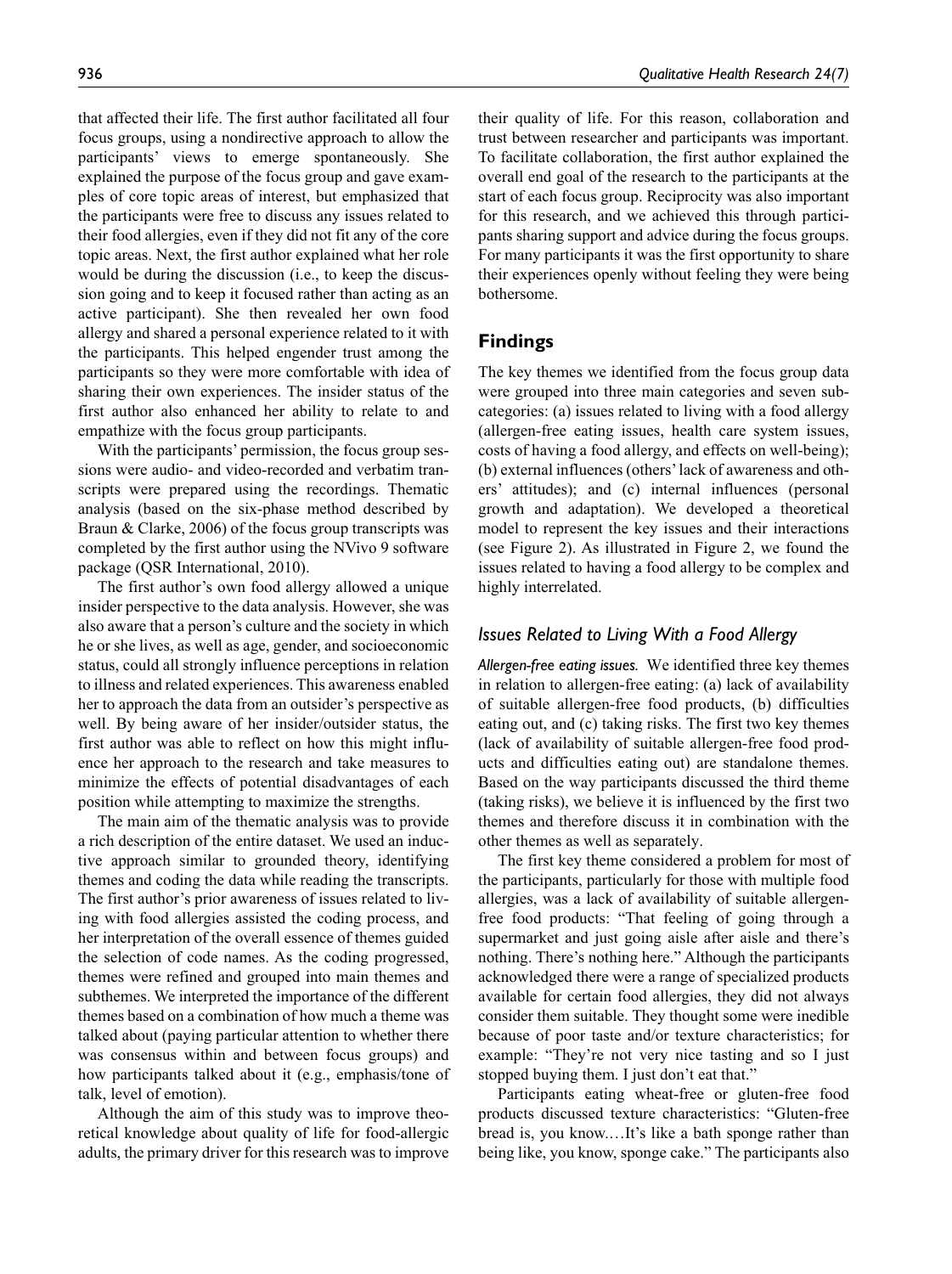that affected their life. The first author facilitated all four focus groups, using a nondirective approach to allow the participants' views to emerge spontaneously. She explained the purpose of the focus group and gave examples of core topic areas of interest, but emphasized that the participants were free to discuss any issues related to their food allergies, even if they did not fit any of the core topic areas. Next, the first author explained what her role would be during the discussion (i.e., to keep the discussion going and to keep it focused rather than acting as an active participant). She then revealed her own food allergy and shared a personal experience related to it with the participants. This helped engender trust among the participants so they were more comfortable with idea of sharing their own experiences. The insider status of the first author also enhanced her ability to relate to and empathize with the focus group participants.

With the participants' permission, the focus group sessions were audio- and video-recorded and verbatim transcripts were prepared using the recordings. Thematic analysis (based on the six-phase method described by Braun & Clarke, 2006) of the focus group transcripts was completed by the first author using the NVivo 9 software package (QSR International, 2010).

The first author's own food allergy allowed a unique insider perspective to the data analysis. However, she was also aware that a person's culture and the society in which he or she lives, as well as age, gender, and socioeconomic status, could all strongly influence perceptions in relation to illness and related experiences. This awareness enabled her to approach the data from an outsider's perspective as well. By being aware of her insider/outsider status, the first author was able to reflect on how this might influence her approach to the research and take measures to minimize the effects of potential disadvantages of each position while attempting to maximize the strengths.

The main aim of the thematic analysis was to provide a rich description of the entire dataset. We used an inductive approach similar to grounded theory, identifying themes and coding the data while reading the transcripts. The first author's prior awareness of issues related to living with food allergies assisted the coding process, and her interpretation of the overall essence of themes guided the selection of code names. As the coding progressed, themes were refined and grouped into main themes and subthemes. We interpreted the importance of the different themes based on a combination of how much a theme was talked about (paying particular attention to whether there was consensus within and between focus groups) and how participants talked about it (e.g., emphasis/tone of talk, level of emotion).

Although the aim of this study was to improve theoretical knowledge about quality of life for food-allergic adults, the primary driver for this research was to improve their quality of life. For this reason, collaboration and trust between researcher and participants was important. To facilitate collaboration, the first author explained the overall end goal of the research to the participants at the start of each focus group. Reciprocity was also important for this research, and we achieved this through participants sharing support and advice during the focus groups. For many participants it was the first opportunity to share their experiences openly without feeling they were being bothersome.

## Findings

The key themes we identified from the focus group data were grouped into three main categories and seven subcategories: (a) issues related to living with a food allergy (allergen-free eating issues, health care system issues, costs of having a food allergy, and effects on well-being); (b) external influences (others' lack of awareness and others' attitudes); and (c) internal influences (personal growth and adaptation). We developed a theoretical model to represent the key issues and their interactions (see Figure 2). As illustrated in Figure 2, we found the issues related to having a food allergy to be complex and highly interrelated.

### Issues Related to Living With a Food Allergy

*Allergen-free eating issues.* We identified three key themes in relation to allergen-free eating: (a) lack of availability of suitable allergen-free food products, (b) difficulties eating out, and (c) taking risks. The first two key themes (lack of availability of suitable allergen-free food products and difficulties eating out) are standalone themes. Based on the way participants discussed the third theme (taking risks), we believe it is influenced by the first two themes and therefore discuss it in combination with the other themes as well as separately.

The first key theme considered a problem for most of the participants, particularly for those with multiple food allergies, was a lack of availability of suitable allergen-free food products: "That feeling of going through a supermarket and just going aisle after aisle and there's nothing. There's nothing here." Although the participants acknowledged there were a range of specialized products available for certain food allergies, they did not always consider them suitable. They thought some were inedible because of poor taste and/or texture characteristics; for example: "They're not very nice tasting and so I just stopped buying them. I just don't eat that."

Participants eating wheat-free or gluten-free food products discussed texture characteristics: "Gluten-free bread is, you know.…It's like a bath sponge rather than being like, you know, sponge cake." The participants also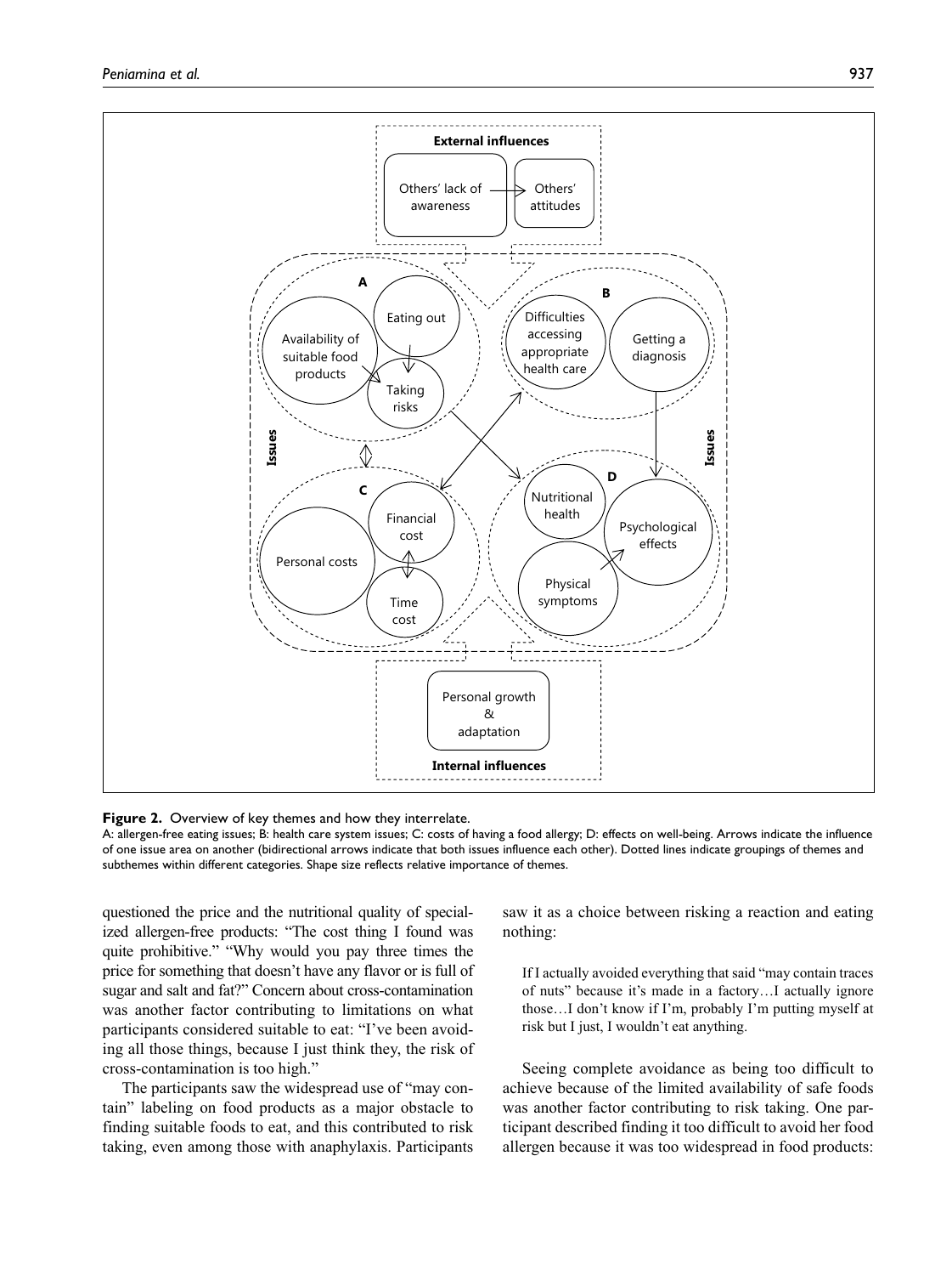**Figure 2.** Overview of key themes and how they interrelate.

A: allergen-free eating issues; B: health care system issues; C: costs of having a food allergy; D: effects on well-being. Arrows indicate the influence of one issue area on another (bidirectional arrows indicate that both issues influence each other). Dotted lines indicate groupings of themes and subthemes within different categories. Shape size reflects relative importance of themes.

questioned the price and the nutritional quality of specialized allergen-free products: "The cost thing I found was quite prohibitive." "Why would you pay three times the price for something that doesn't have any flavor or is full of sugar and salt and fat?" Concern about cross-contamination was another factor contributing to limitations on what participants considered suitable to eat: "I've been avoiding all those things, because I just think they, the risk of cross-contamination is too high."

The participants saw the widespread use of "may contain" labeling on food products as a major obstacle to finding suitable foods to eat, and this contributed to risk taking, even among those with anaphylaxis. Participants saw it as a choice between risking a reaction and eating nothing:

> If I actually avoided everything that said "may contain traces of nuts" because it's made in a factory…I actually ignore those…I don't know if I'm, probably I'm putting myself at risk but I just, I wouldn't eat anything.

Seeing complete avoidance as being too difficult to achieve because of the limited availability of safe foods was another factor contributing to risk taking. One participant described finding it too difficult to avoid her food allergen because it was too widespread in food products: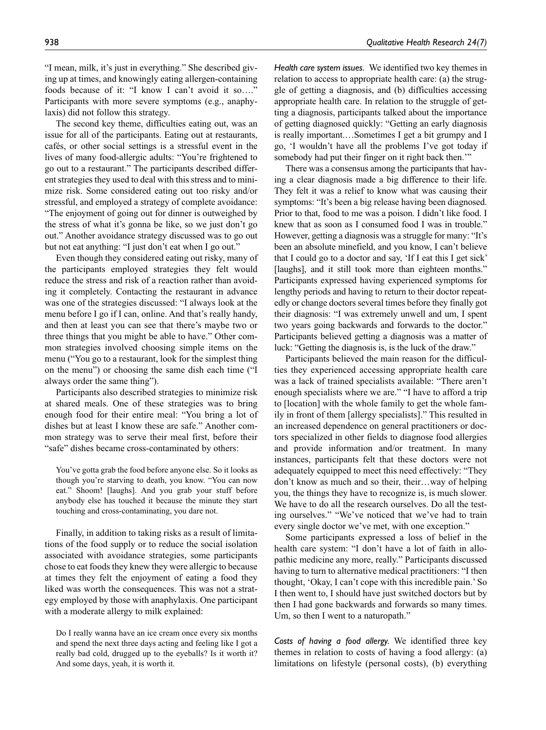"I mean, milk, it's just in everything." She described giving up at times, and knowingly eating allergen-containing foods because of it: "I know I can't avoid it so…." Participants with more severe symptoms (e.g., anaphylaxis) did not follow this strategy.

The second key theme, difficulties eating out, was an issue for all of the participants. Eating out at restaurants, cafés, or other social settings is a stressful event in the lives of many food-allergic adults: "You're frightened to go out to a restaurant." The participants described different strategies they used to deal with this stress and to minimize risk. Some considered eating out too risky and/or stressful, and employed a strategy of complete avoidance: "The enjoyment of going out for dinner is outweighed by the stress of what it's gonna be like, so we just don't go out." Another avoidance strategy discussed was to go out but not eat anything: "I just don't eat when I go out."

Even though they considered eating out risky, many of the participants employed strategies they felt would reduce the stress and risk of a reaction rather than avoiding it completely. Contacting the restaurant in advance was one of the strategies discussed: "I always look at the menu before I go if I can, online. And that's really handy, and then at least you can see that there's maybe two or three things that you might be able to have." Other common strategies involved choosing simple items on the menu ("You go to a restaurant, look for the simplest thing on the menu") or choosing the same dish each time ("I always order the same thing").

Participants also described strategies to minimize risk at shared meals. One of these strategies was to bring enough food for their entire meal: "You bring a lot of dishes but at least I know these are safe." Another common strategy was to serve their meal first, before their "safe" dishes became cross-contaminated by others:

> You've gotta grab the food before anyone else. So it looks as though you're starving to death, you know. "You can now eat." Shoom! [laughs]. And you grab your stuff before anybody else has touched it because the minute they start touching and cross-contaminating, you dare not.

Finally, in addition to taking risks as a result of limitations of the food supply or to reduce the social isolation associated with avoidance strategies, some participants chose to eat foods they knew they were allergic to because at times they felt the enjoyment of eating a food they liked was worth the consequences. This was not a strategy employed by those with anaphylaxis. One participant with a moderate allergy to milk explained:

> Do I really wanna have an ice cream once every six months and spend the next three days acting and feeling like I got a really bad cold, drugged up to the eyeballs? Is it worth it? And some days, yeah, it is worth it.

*Health care system issues.* We identified two key themes in relation to access to appropriate health care: (a) the struggle of getting a diagnosis, and (b) difficulties accessing appropriate health care. In relation to the struggle of getting a diagnosis, participants talked about the importance of getting diagnosed quickly: "Getting an early diagnosis is really important.…Sometimes I get a bit grumpy and I go, 'I wouldn't have all the problems I've got today if somebody had put their finger on it right back then.'"

There was a consensus among the participants that having a clear diagnosis made a big difference to their life. They felt it was a relief to know what was causing their symptoms: "It's been a big release having been diagnosed. Prior to that, food to me was a poison. I didn't like food. I knew that as soon as I consumed food I was in trouble." However, getting a diagnosis was a struggle for many: "It's been an absolute minefield, and you know, I can't believe that I could go to a doctor and say, 'If I eat this I get sick' [laughs], and it still took more than eighteen months." Participants expressed having experienced symptoms for lengthy periods and having to return to their doctor repeatedly or change doctors several times before they finally got their diagnosis: "I was extremely unwell and um, I spent two years going backwards and forwards to the doctor." Participants believed getting a diagnosis was a matter of luck: "Getting the diagnosis is, is the luck of the draw."

Participants believed the main reason for the difficulties they experienced accessing appropriate health care was a lack of trained specialists available: "There aren't enough specialists where we are." "I have to afford a trip to [location] with the whole family to get the whole family in front of them [allergy specialists]." This resulted in an increased dependence on general practitioners or doctors specialized in other fields to diagnose food allergies and provide information and/or treatment. In many instances, participants felt that these doctors were not adequately equipped to meet this need effectively: "They don't know as much and so their, their…way of helping you, the things they have to recognize is, is much slower. We have to do all the research ourselves. Do all the testing ourselves." "We've noticed that we've had to train every single doctor we've met, with one exception."

Some participants expressed a loss of belief in the health care system: "I don't have a lot of faith in allopathic medicine any more, really." Participants discussed having to turn to alternative medical practitioners: "I then thought, 'Okay, I can't cope with this incredible pain.' So I then went to, I should have just switched doctors but by then I had gone backwards and forwards so many times. Um, so then I went to a naturopath."

*Costs of having a food allergy.* We identified three key themes in relation to costs of having a food allergy: (a) limitations on lifestyle (personal costs), (b) everything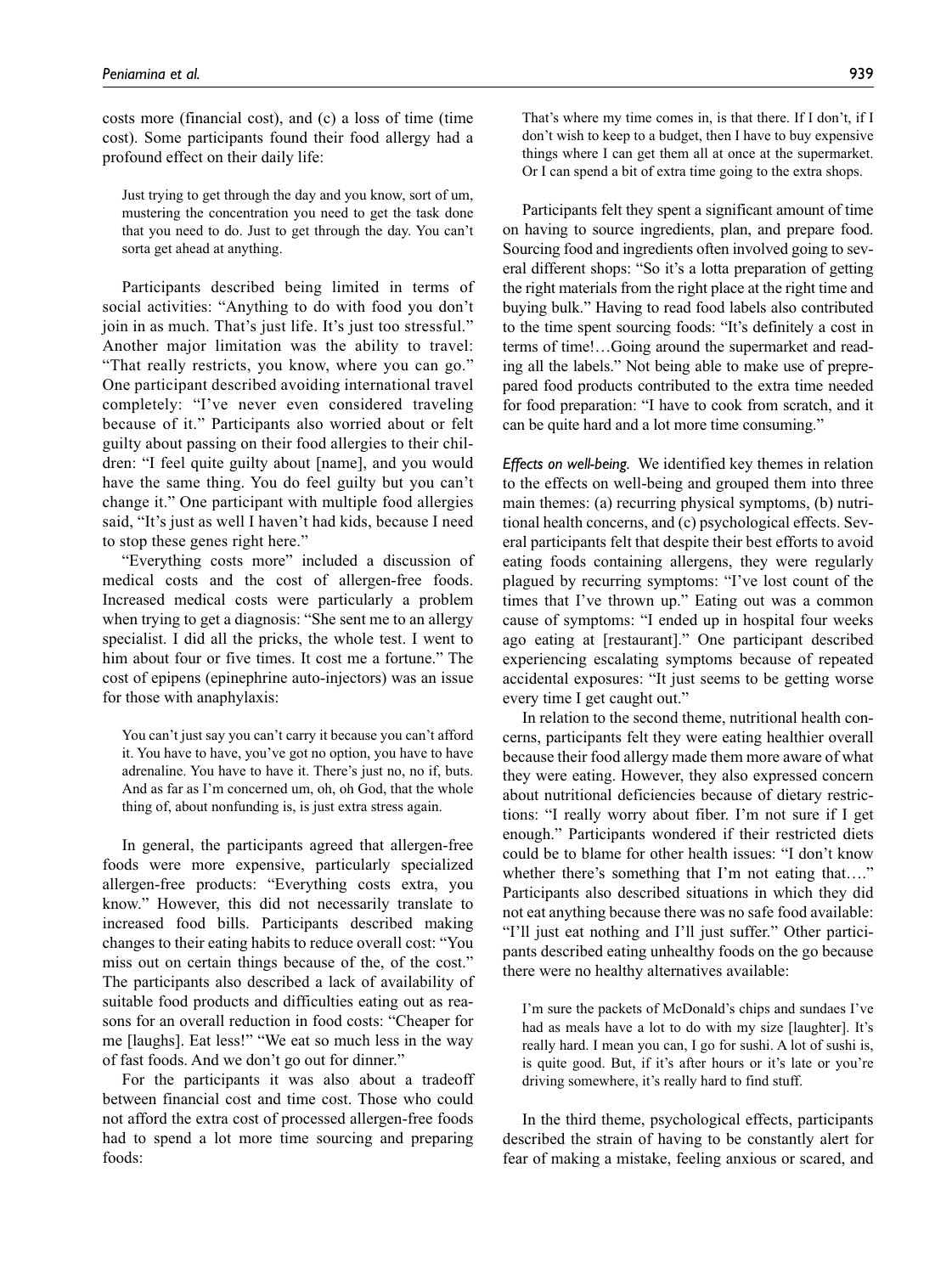costs more (financial cost), and (c) a loss of time (time cost). Some participants found their food allergy had a profound effect on their daily life:

> Just trying to get through the day and you know, sort of um, mustering the concentration you need to get the task done that you need to do. Just to get through the day. You can't sorta get ahead at anything.

Participants described being limited in terms of social activities: "Anything to do with food you don't join in as much. That's just life. It's just too stressful." Another major limitation was the ability to travel: "That really restricts, you know, where you can go." One participant described avoiding international travel completely: "I've never even considered traveling because of it." Participants also worried about or felt guilty about passing on their food allergies to their children: "I feel quite guilty about [name], and you would have the same thing. You do feel guilty but you can't change it." One participant with multiple food allergies said, "It's just as well I haven't had kids, because I need to stop these genes right here."

"Everything costs more" included a discussion of medical costs and the cost of allergen-free foods. Increased medical costs were particularly a problem when trying to get a diagnosis: "She sent me to an allergy specialist. I did all the pricks, the whole test. I went to him about four or five times. It cost me a fortune." The cost of epipens (epinephrine auto-injectors) was an issue for those with anaphylaxis:

> You can't just say you can't carry it because you can't afford it. You have to have, you've got no option, you have to have adrenaline. You have to have it. There's just no, no if, buts. And as far as I'm concerned um, oh, oh God, that the whole thing of, about nonfunding is, is just extra stress again.

In general, the participants agreed that allergen-free foods were more expensive, particularly specialized allergen-free products: "Everything costs extra, you know." However, this did not necessarily translate to increased food bills. Participants described making changes to their eating habits to reduce overall cost: "You miss out on certain things because of the, of the cost." The participants also described a lack of availability of suitable food products and difficulties eating out as reasons for an overall reduction in food costs: "Cheaper for me [laughs]. Eat less!" "We eat so much less in the way of fast foods. And we don't go out for dinner."

For the participants it was also about a tradeoff between financial cost and time cost. Those who could not afford the extra cost of processed allergen-free foods had to spend a lot more time sourcing and preparing foods:

> That's where my time comes in, is that there. If I don't, if I don't wish to keep to a budget, then I have to buy expensive things where I can get them all at once at the supermarket. Or I can spend a bit of extra time going to the extra shops.

Participants felt they spent a significant amount of time on having to source ingredients, plan, and prepare food. Sourcing food and ingredients often involved going to several different shops: "So it's a lotta preparation of getting the right materials from the right place at the right time and buying bulk." Having to read food labels also contributed to the time spent sourcing foods: "It's definitely a cost in terms of time!…Going around the supermarket and reading all the labels." Not being able to make use of preprepared food products contributed to the extra time needed for food preparation: "I have to cook from scratch, and it can be quite hard and a lot more time consuming."

*Effects on well-being.* We identified key themes in relation to the effects on well-being and grouped them into three main themes: (a) recurring physical symptoms, (b) nutritional health concerns, and (c) psychological effects. Several participants felt that despite their best efforts to avoid eating foods containing allergens, they were regularly plagued by recurring symptoms: "I've lost count of the times that I've thrown up." Eating out was a common cause of symptoms: "I ended up in hospital four weeks ago eating at [restaurant]." One participant described experiencing escalating symptoms because of repeated accidental exposures: "It just seems to be getting worse every time I get caught out."

In relation to the second theme, nutritional health concerns, participants felt they were eating healthier overall because their food allergy made them more aware of what they were eating. However, they also expressed concern about nutritional deficiencies because of dietary restrictions: "I really worry about fiber. I'm not sure if I get enough." Participants wondered if their restricted diets could be to blame for other health issues: "I don't know whether there's something that I'm not eating that…." Participants also described situations in which they did not eat anything because there was no safe food available: "I'll just eat nothing and I'll just suffer." Other participants described eating unhealthy foods on the go because there were no healthy alternatives available:

> I'm sure the packets of McDonald's chips and sundaes I've had as meals have a lot to do with my size [laughter]. It's really hard. I mean you can, I go for sushi. A lot of sushi is, is quite good. But, if it's after hours or it's late or you're driving somewhere, it's really hard to find stuff.

In the third theme, psychological effects, participants described the strain of having to be constantly alert for fear of making a mistake, feeling anxious or scared, and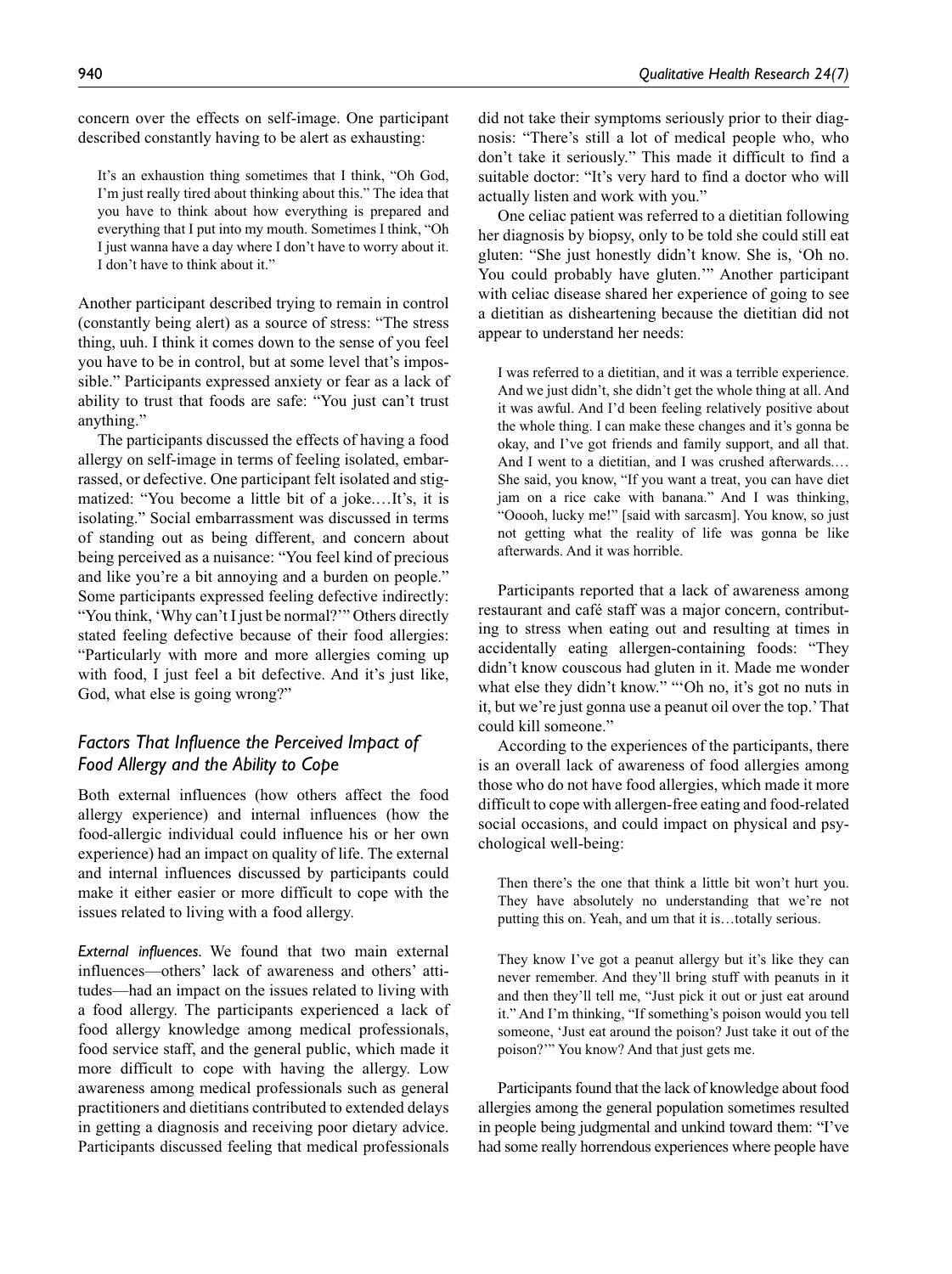concern over the effects on self-image. One participant described constantly having to be alert as exhausting:

> It's an exhaustion thing sometimes that I think, "Oh God, I'm just really tired about thinking about this." The idea that you have to think about how everything is prepared and everything that I put into my mouth. Sometimes I think, "Oh I just wanna have a day where I don't have to worry about it. I don't have to think about it."

Another participant described trying to remain in control (constantly being alert) as a source of stress: "The stress thing, uuh. I think it comes down to the sense of you feel you have to be in control, but at some level that's impossible." Participants expressed anxiety or fear as a lack of ability to trust that foods are safe: "You just can't trust anything."

The participants discussed the effects of having a food allergy on self-image in terms of feeling isolated, embarrassed, or defective. One participant felt isolated and stigmatized: "You become a little bit of a joke.…It's, it is isolating." Social embarrassment was discussed in terms of standing out as being different, and concern about being perceived as a nuisance: "You feel kind of precious and like you're a bit annoying and a burden on people." Some participants expressed feeling defective indirectly: "You think, 'Why can't I just be normal?'" Others directly stated feeling defective because of their food allergies: "Particularly with more and more allergies coming up with food, I just feel a bit defective. And it's just like, God, what else is going wrong?"

## *Factors That Influence the Perceived Impact of Food Allergy and the Ability to Cope*

Both external influences (how others affect the food allergy experience) and internal influences (how the food-allergic individual could influence his or her own experience) had an impact on quality of life. The external and internal influences discussed by participants could make it either easier or more difficult to cope with the issues related to living with a food allergy.

*External influences.* We found that two main external influences—others' lack of awareness and others' attitudes—had an impact on the issues related to living with a food allergy. The participants experienced a lack of food allergy knowledge among medical professionals, food service staff, and the general public, which made it more difficult to cope with having the allergy. Low awareness among medical professionals such as general practitioners and dietitians contributed to extended delays in getting a diagnosis and receiving poor dietary advice. Participants discussed feeling that medical professionals did not take their symptoms seriously prior to their diagnosis: "There's still a lot of medical people who, who don't take it seriously." This made it difficult to find a suitable doctor: "It's very hard to find a doctor who will actually listen and work with you."

One celiac patient was referred to a dietitian following her diagnosis by biopsy, only to be told she could still eat gluten: "She just honestly didn't know. She is, 'Oh no. You could probably have gluten.'" Another participant with celiac disease shared her experience of going to see a dietitian as disheartening because the dietitian did not appear to understand her needs:

> I was referred to a dietitian, and it was a terrible experience. And we just didn't, she didn't get the whole thing at all. And it was awful. And I'd been feeling relatively positive about the whole thing. I can make these changes and it's gonna be okay, and I've got friends and family support, and all that. And I went to a dietitian, and I was crushed afterwards.… She said, you know, "If you want a treat, you can have diet jam on a rice cake with banana." And I was thinking, "Ooooh, lucky me!" [said with sarcasm]. You know, so just not getting what the reality of life was gonna be like afterwards. And it was horrible.

Participants reported that a lack of awareness among restaurant and café staff was a major concern, contributing to stress when eating out and resulting at times in accidentally eating allergen-containing foods: "They didn't know couscous had gluten in it. Made me wonder what else they didn't know." "'Oh no, it's got no nuts in it, but we're just gonna use a peanut oil over the top.' That could kill someone."

According to the experiences of the participants, there is an overall lack of awareness of food allergies among those who do not have food allergies, which made it more difficult to cope with allergen-free eating and food-related social occasions, and could impact on physical and psychological well-being:

> Then there's the one that think a little bit won't hurt you. They have absolutely no understanding that we're not putting this on. Yeah, and um that it is…totally serious.

> They know I've got a peanut allergy but it's like they can never remember. And they'll bring stuff with peanuts in it and then they'll tell me, "Just pick it out or just eat around it." And I'm thinking, "If something's poison would you tell someone, 'Just eat around the poison? Just take it out of the poison?'" You know? And that just gets me.

Participants found that the lack of knowledge about food allergies among the general population sometimes resulted in people being judgmental and unkind toward them: "I've had some really horrendous experiences where people have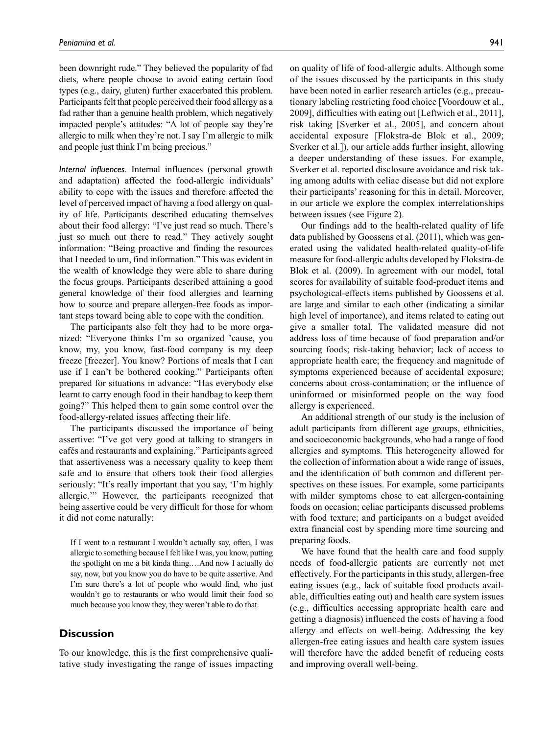been downright rude." They believed the popularity of fad diets, where people choose to avoid eating certain food types (e.g., dairy, gluten) further exacerbated this problem. Participants felt that people perceived their food allergy as a fad rather than a genuine health problem, which negatively impacted people's attitudes: "A lot of people say they're allergic to milk when they're not. I say I'm allergic to milk and people just think I'm being precious."

*Internal influences.* Internal influences (personal growth and adaptation) affected the food-allergic individuals' ability to cope with the issues and therefore affected the level of perceived impact of having a food allergy on quality of life. Participants described educating themselves about their food allergy: "I've just read so much. There's just so much out there to read." They actively sought information: "Being proactive and finding the resources that I needed to um, find information." This was evident in the wealth of knowledge they were able to share during the focus groups. Participants described attaining a good general knowledge of their food allergies and learning how to source and prepare allergen-free foods as important steps toward being able to cope with the condition.

The participants also felt they had to be more organized: "Everyone thinks I'm so organized 'cause, you know, my, you know, fast-food company is my deep freeze [freezer]. You know? Portions of meals that I can use if I can't be bothered cooking." Participants often prepared for situations in advance: "Has everybody else learnt to carry enough food in their handbag to keep them going?" This helped them to gain some control over the food-allergy-related issues affecting their life.

The participants discussed the importance of being assertive: "I've got very good at talking to strangers in cafés and restaurants and explaining." Participants agreed that assertiveness was a necessary quality to keep them safe and to ensure that others took their food allergies seriously: "It's really important that you say, 'I'm highly allergic.'" However, the participants recognized that being assertive could be very difficult for those for whom it did not come naturally:

> If I went to a restaurant I wouldn't actually say, often, I was allergic to something because I felt like I was, you know, putting the spotlight on me a bit kinda thing.…And now I actually do say, now, but you know you do have to be quite assertive. And I'm sure there's a lot of people who would find, who just wouldn't go to restaurants or who would limit their food so much because you know they, they weren't able to do that.

## Discussion

To our knowledge, this is the first comprehensive qualitative study investigating the range of issues impacting on quality of life of food-allergic adults. Although some of the issues discussed by the participants in this study have been noted in earlier research articles (e.g., precautionary labeling restricting food choice [Voordouw et al., 2009], difficulties with eating out [Leftwich et al., 2011], risk taking [Sverker et al., 2005], and concern about accidental exposure [Flokstra-de Blok et al., 2009; Sverker et al.]), our article adds further insight, allowing a deeper understanding of these issues. For example, Sverker et al. reported disclosure avoidance and risk taking among adults with celiac disease but did not explore their participants' reasoning for this in detail. Moreover, in our article we explore the complex interrelationships between issues (see Figure 2).

Our findings add to the health-related quality of life data published by Goossens et al. (2011), which was generated using the validated health-related quality-of-life measure for food-allergic adults developed by Flokstra-de Blok et al. (2009). In agreement with our model, total scores for availability of suitable food-product items and psychological-effects items published by Goossens et al. are large and similar to each other (indicating a similar high level of importance), and items related to eating out give a smaller total. The validated measure did not address loss of time because of food preparation and/or sourcing foods; risk-taking behavior; lack of access to appropriate health care; the frequency and magnitude of symptoms experienced because of accidental exposure; concerns about cross-contamination; or the influence of uninformed or misinformed people on the way food allergy is experienced.

An additional strength of our study is the inclusion of adult participants from different age groups, ethnicities, and socioeconomic backgrounds, who had a range of food allergies and symptoms. This heterogeneity allowed for the collection of information about a wide range of issues, and the identification of both common and different perspectives on these issues. For example, some participants with milder symptoms chose to eat allergen-containing foods on occasion; celiac participants discussed problems with food texture; and participants on a budget avoided extra financial cost by spending more time sourcing and preparing foods.

We have found that the health care and food supply needs of food-allergic patients are currently not met effectively. For the participants in this study, allergen-free eating issues (e.g., lack of suitable food products available, difficulties eating out) and health care system issues (e.g., difficulties accessing appropriate health care and getting a diagnosis) influenced the costs of having a food allergy and effects on well-being. Addressing the key allergen-free eating issues and health care system issues will therefore have the added benefit of reducing costs and improving overall well-being.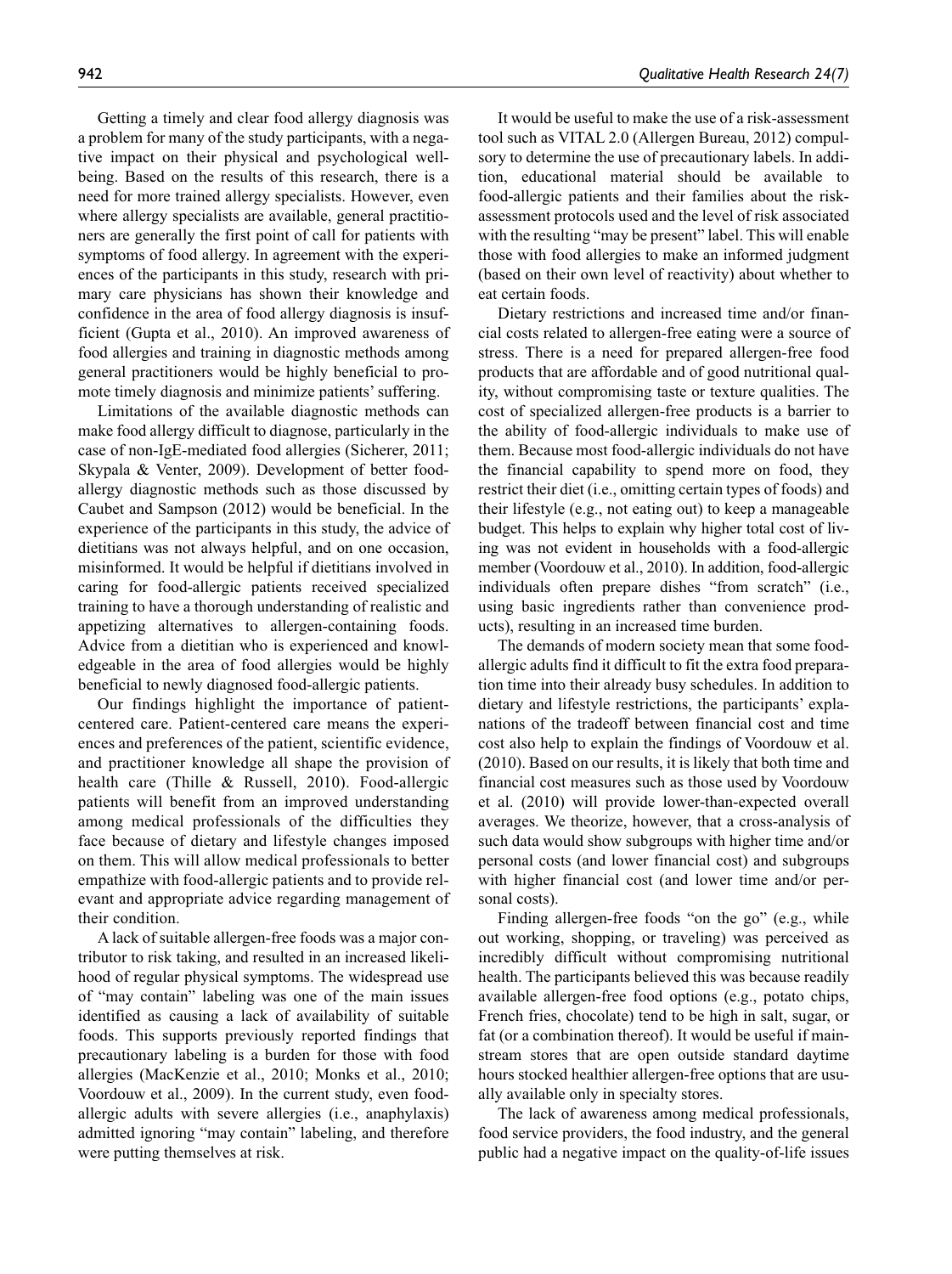Getting a timely and clear food allergy diagnosis was a problem for many of the study participants, with a negative impact on their physical and psychological well-being. Based on the results of this research, there is a need for more trained allergy specialists. However, even where allergy specialists are available, general practitioners are generally the first point of call for patients with symptoms of food allergy. In agreement with the experiences of the participants in this study, research with primary care physicians has shown their knowledge and confidence in the area of food allergy diagnosis is insufficient (Gupta et al., 2010). An improved awareness of food allergies and training in diagnostic methods among general practitioners would be highly beneficial to promote timely diagnosis and minimize patients' suffering.

Limitations of the available diagnostic methods can make food allergy difficult to diagnose, particularly in the case of non-IgE-mediated food allergies (Sicherer, 2011; Skypala & Venter, 2009). Development of better food-allergy diagnostic methods such as those discussed by Caubet and Sampson (2012) would be beneficial. In the experience of the participants in this study, the advice of dietitians was not always helpful, and on one occasion, misinformed. It would be helpful if dietitians involved in caring for food-allergic patients received specialized training to have a thorough understanding of realistic and appetizing alternatives to allergen-containing foods. Advice from a dietitian who is experienced and knowledgeable in the area of food allergies would be highly beneficial to newly diagnosed food-allergic patients.

Our findings highlight the importance of patient-centered care. Patient-centered care means the experiences and preferences of the patient, scientific evidence, and practitioner knowledge all shape the provision of health care (Thille & Russell, 2010). Food-allergic patients will benefit from an improved understanding among medical professionals of the difficulties they face because of dietary and lifestyle changes imposed on them. This will allow medical professionals to better empathize with food-allergic patients and to provide relevant and appropriate advice regarding management of their condition.

A lack of suitable allergen-free foods was a major contributor to risk taking, and resulted in an increased likelihood of regular physical symptoms. The widespread use of "may contain" labeling was one of the main issues identified as causing a lack of availability of suitable foods. This supports previously reported findings that precautionary labeling is a burden for those with food allergies (MacKenzie et al., 2010; Monks et al., 2010; Voordouw et al., 2009). In the current study, even food-allergic adults with severe allergies (i.e., anaphylaxis) admitted ignoring "may contain" labeling, and therefore were putting themselves at risk.

It would be useful to make the use of a risk-assessment tool such as VITAL 2.0 (Allergen Bureau, 2012) compulsory to determine the use of precautionary labels. In addition, educational material should be available to food-allergic patients and their families about the risk-assessment protocols used and the level of risk associated with the resulting "may be present" label. This will enable those with food allergies to make an informed judgment (based on their own level of reactivity) about whether to eat certain foods.

Dietary restrictions and increased time and/or financial costs related to allergen-free eating were a source of stress. There is a need for prepared allergen-free food products that are affordable and of good nutritional quality, without compromising taste or texture qualities. The cost of specialized allergen-free products is a barrier to the ability of food-allergic individuals to make use of them. Because most food-allergic individuals do not have the financial capability to spend more on food, they restrict their diet (i.e., omitting certain types of foods) and their lifestyle (e.g., not eating out) to keep a manageable budget. This helps to explain why higher total cost of living was not evident in households with a food-allergic member (Voordouw et al., 2010). In addition, food-allergic individuals often prepare dishes "from scratch" (i.e., using basic ingredients rather than convenience products), resulting in an increased time burden.

The demands of modern society mean that some food-allergic adults find it difficult to fit the extra food preparation time into their already busy schedules. In addition to dietary and lifestyle restrictions, the participants' explanations of the tradeoff between financial cost and time cost also help to explain the findings of Voordouw et al. (2010). Based on our results, it is likely that both time and financial cost measures such as those used by Voordouw et al. (2010) will provide lower-than-expected overall averages. We theorize, however, that a cross-analysis of such data would show subgroups with higher time and/or personal costs (and lower financial cost) and subgroups with higher financial cost (and lower time and/or personal costs).

Finding allergen-free foods "on the go" (e.g., while out working, shopping, or traveling) was perceived as incredibly difficult without compromising nutritional health. The participants believed this was because readily available allergen-free food options (e.g., potato chips, French fries, chocolate) tend to be high in salt, sugar, or fat (or a combination thereof). It would be useful if mainstream stores that are open outside standard daytime hours stocked healthier allergen-free options that are usually available only in specialty stores.

The lack of awareness among medical professionals, food service providers, the food industry, and the general public had a negative impact on the quality-of-life issues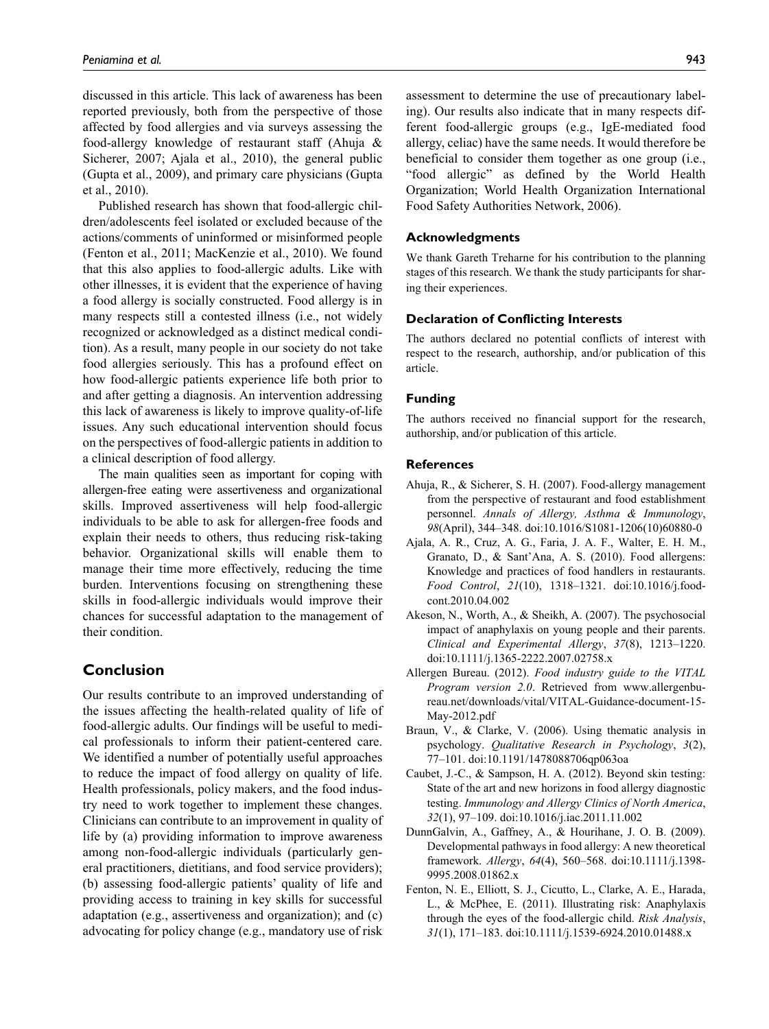discussed in this article. This lack of awareness has been reported previously, both from the perspective of those affected by food allergies and via surveys assessing the food-allergy knowledge of restaurant staff (Ahuja & Sicherer, 2007; Ajala et al., 2010), the general public (Gupta et al., 2009), and primary care physicians (Gupta et al., 2010).

Published research has shown that food-allergic children/adolescents feel isolated or excluded because of the actions/comments of uninformed or misinformed people (Fenton et al., 2011; MacKenzie et al., 2010). We found that this also applies to food-allergic adults. Like with other illnesses, it is evident that the experience of having a food allergy is socially constructed. Food allergy is in many respects still a contested illness (i.e., not widely recognized or acknowledged as a distinct medical condition). As a result, many people in our society do not take food allergies seriously. This has a profound effect on how food-allergic patients experience life both prior to and after getting a diagnosis. An intervention addressing this lack of awareness is likely to improve quality-of-life issues. Any such educational intervention should focus on the perspectives of food-allergic patients in addition to a clinical description of food allergy.

The main qualities seen as important for coping with allergen-free eating were assertiveness and organizational skills. Improved assertiveness will help food-allergic individuals to be able to ask for allergen-free foods and explain their needs to others, thus reducing risk-taking behavior. Organizational skills will enable them to manage their time more effectively, reducing the time burden. Interventions focusing on strengthening these skills in food-allergic individuals would improve their chances for successful adaptation to the management of their condition.

## Conclusion

Our results contribute to an improved understanding of the issues affecting the health-related quality of life of food-allergic adults. Our findings will be useful to medical professionals to inform their patient-centered care. We identified a number of potentially useful approaches to reduce the impact of food allergy on quality of life. Health professionals, policy makers, and the food industry need to work together to implement these changes. Clinicians can contribute to an improvement in quality of life by (a) providing information to improve awareness among non-food-allergic individuals (particularly general practitioners, dietitians, and food service providers); (b) assessing food-allergic patients' quality of life and providing access to training in key skills for successful adaptation (e.g., assertiveness and organization); and (c) advocating for policy change (e.g., mandatory use of risk assessment to determine the use of precautionary labeling). Our results also indicate that in many respects different food-allergic groups (e.g., IgE-mediated food allergy, celiac) have the same needs. It would therefore be beneficial to consider them together as one group (i.e., "food allergic" as defined by the World Health Organization; World Health Organization International Food Safety Authorities Network, 2006).

### Acknowledgments

We thank Gareth Treharne for his contribution to the planning stages of this research. We thank the study participants for sharing their experiences.

### Declaration of Conflicting Interests

The authors declared no potential conflicts of interest with respect to the research, authorship, and/or publication of this article.

### Funding

The authors received no financial support for the research, authorship, and/or publication of this article.

### References

Ahuja, R., & Sicherer, S. H. (2007). Food-allergy management from the perspective of restaurant and food establishment personnel. *Annals of Allergy, Asthma & Immunology*, *98*(April), 344–348. doi:10.1016/S1081-1206(10)60880-0

Ajala, A. R., Cruz, A. G., Faria, J. A. F., Walter, E. H. M., Granato, D., & Sant'Ana, A. S. (2010). Food allergens: Knowledge and practices of food handlers in restaurants. *Food Control*, *21*(10), 1318–1321. doi:10.1016/j.foodcont.2010.04.002

Akeson, N., Worth, A., & Sheikh, A. (2007). The psychosocial impact of anaphylaxis on young people and their parents. *Clinical and Experimental Allergy*, *37*(8), 1213–1220. doi:10.1111/j.1365-2222.2007.02758.x

Allergen Bureau. (2012). *Food industry guide to the VITAL Program version 2.0*. Retrieved from www.allergenbureau.net/downloads/vital/VITAL-Guidance-document-15-May-2012.pdf

Braun, V., & Clarke, V. (2006). Using thematic analysis in psychology. *Qualitative Research in Psychology*, *3*(2), 77–101. doi:10.1191/1478088706qp063oa

Caubet, J.-C., & Sampson, H. A. (2012). Beyond skin testing: State of the art and new horizons in food allergy diagnostic testing. *Immunology and Allergy Clinics of North America*, *32*(1), 97–109. doi:10.1016/j.iac.2011.11.002

DunnGalvin, A., Gaffney, A., & Hourihane, J. O. B. (2009). Developmental pathways in food allergy: A new theoretical framework. *Allergy*, *64*(4), 560–568. doi:10.1111/j.1398-9995.2008.01862.x

Fenton, N. E., Elliott, S. J., Cicutto, L., Clarke, A. E., Harada, L., & McPhee, E. (2011). Illustrating risk: Anaphylaxis through the eyes of the food-allergic child. *Risk Analysis*, *31*(1), 171–183. doi:10.1111/j.1539-6924.2010.01488.x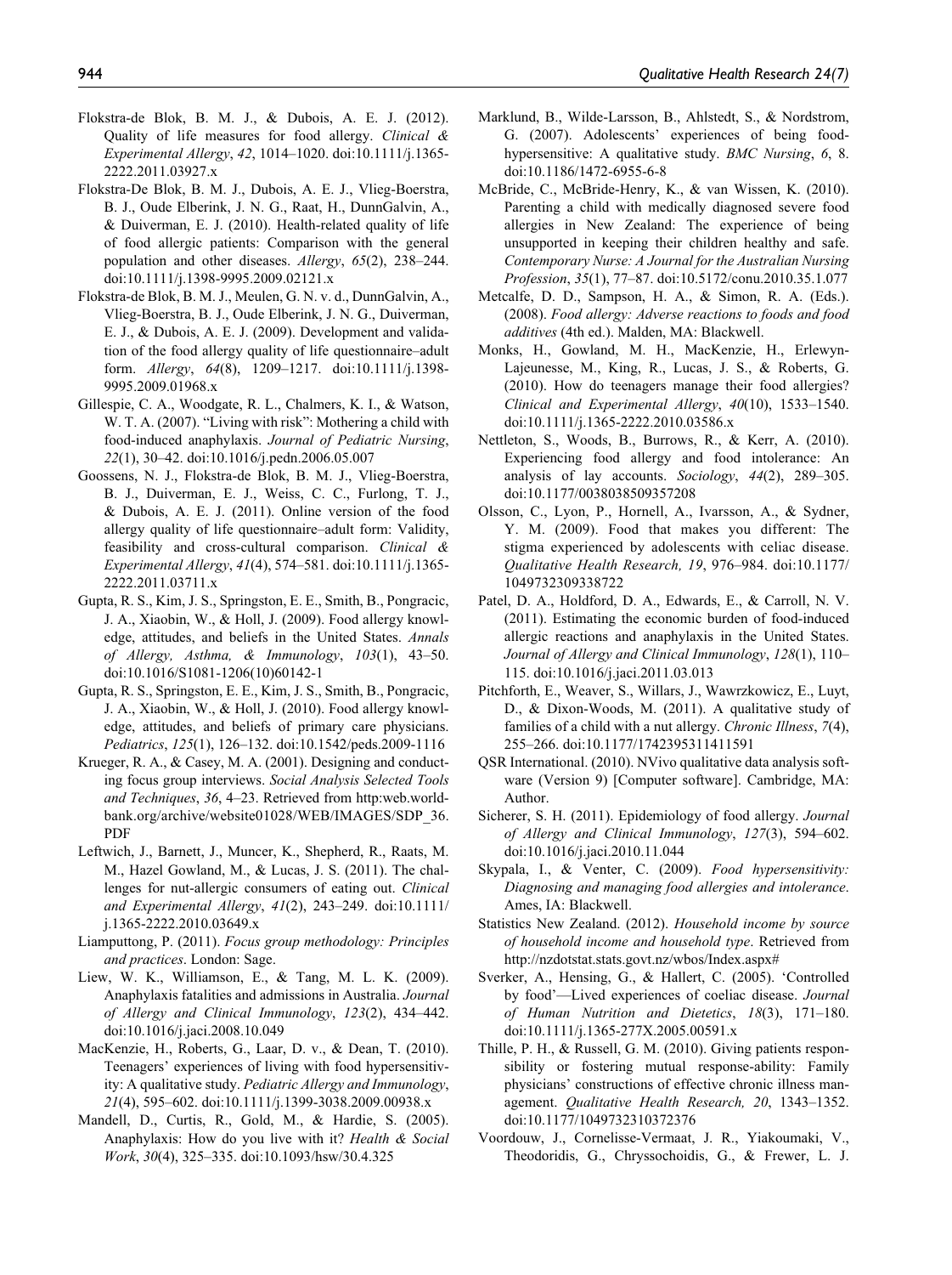Flokstra-de Blok, B. M. J., & Dubois, A. E. J. (2012). Quality of life measures for food allergy. *Clinical & Experimental Allergy*, *42*, 1014–1020. doi:10.1111/j.1365-2222.2011.03927.x

Flokstra-De Blok, B. M. J., Dubois, A. E. J., Vlieg-Boerstra, B. J., Oude Elberink, J. N. G., Raat, H., DunnGalvin, A., & Duiverman, E. J. (2010). Health-related quality of life of food allergic patients: Comparison with the general population and other diseases. *Allergy*, *65*(2), 238–244. doi:10.1111/j.1398-9995.2009.02121.x

Flokstra-de Blok, B. M. J., Meulen, G. N. v. d., DunnGalvin, A., Vlieg-Boerstra, B. J., Oude Elberink, J. N. G., Duiverman, E. J., & Dubois, A. E. J. (2009). Development and validation of the food allergy quality of life questionnaire–adult form. *Allergy*, *64*(8), 1209–1217. doi:10.1111/j.1398-9995.2009.01968.x

Gillespie, C. A., Woodgate, R. L., Chalmers, K. I., & Watson, W. T. A. (2007). "Living with risk": Mothering a child with food-induced anaphylaxis. *Journal of Pediatric Nursing*, *22*(1), 30–42. doi:10.1016/j.pedn.2006.05.007

Goossens, N. J., Flokstra-de Blok, B. M. J., Vlieg-Boerstra, B. J., Duiverman, E. J., Weiss, C. C., Furlong, T. J., & Dubois, A. E. J. (2011). Online version of the food allergy quality of life questionnaire–adult form: Validity, feasibility and cross-cultural comparison. *Clinical & Experimental Allergy*, *41*(4), 574–581. doi:10.1111/j.1365-2222.2011.03711.x

Gupta, R. S., Kim, J. S., Springston, E. E., Smith, B., Pongracic, J. A., Xiaobin, W., & Holl, J. (2009). Food allergy knowledge, attitudes, and beliefs in the United States. *Annals of Allergy, Asthma, & Immunology*, *103*(1), 43–50. doi:10.1016/S1081-1206(10)60142-1

Gupta, R. S., Springston, E. E., Kim, J. S., Smith, B., Pongracic, J. A., Xiaobin, W., & Holl, J. (2010). Food allergy knowledge, attitudes, and beliefs of primary care physicians. *Pediatrics*, *125*(1), 126–132. doi:10.1542/peds.2009-1116

Krueger, R. A., & Casey, M. A. (2001). Designing and conducting focus group interviews. *Social Analysis Selected Tools and Techniques*, *36*, 4–23. Retrieved from http:web.worldbank.org/archive/website01028/WEB/IMAGES/SDP_36.PDF

Leftwich, J., Barnett, J., Muncer, K., Shepherd, R., Raats, M. M., Hazel Gowland, M., & Lucas, J. S. (2011). The challenges for nut-allergic consumers of eating out. *Clinical and Experimental Allergy*, *41*(2), 243–249. doi:10.1111/j.1365-2222.2010.03649.x

Liamputtong, P. (2011). *Focus group methodology: Principles and practices*. London: Sage.

Liew, W. K., Williamson, E., & Tang, M. L. K. (2009). Anaphylaxis fatalities and admissions in Australia. *Journal of Allergy and Clinical Immunology*, *123*(2), 434–442. doi:10.1016/j.jaci.2008.10.049

MacKenzie, H., Roberts, G., Laar, D. v., & Dean, T. (2010). Teenagers' experiences of living with food hypersensitivity: A qualitative study. *Pediatric Allergy and Immunology*, *21*(4), 595–602. doi:10.1111/j.1399-3038.2009.00938.x

Mandell, D., Curtis, R., Gold, M., & Hardie, S. (2005). Anaphylaxis: How do you live with it? *Health & Social Work*, *30*(4), 325–335. doi:10.1093/hsw/30.4.325

Marklund, B., Wilde-Larsson, B., Ahlstedt, S., & Nordstrom, G. (2007). Adolescents' experiences of being food-hypersensitive: A qualitative study. *BMC Nursing*, *6*, 8. doi:10.1186/1472-6955-6-8

McBride, C., McBride-Henry, K., & van Wissen, K. (2010). Parenting a child with medically diagnosed severe food allergies in New Zealand: The experience of being unsupported in keeping their children healthy and safe. *Contemporary Nurse: A Journal for the Australian Nursing Profession*, *35*(1), 77–87. doi:10.5172/conu.2010.35.1.077

Metcalfe, D. D., Sampson, H. A., & Simon, R. A. (Eds.). (2008). *Food allergy: Adverse reactions to foods and food additives* (4th ed.). Malden, MA: Blackwell.

Monks, H., Gowland, M. H., MacKenzie, H., Erlewyn-Lajeunesse, M., King, R., Lucas, J. S., & Roberts, G. (2010). How do teenagers manage their food allergies? *Clinical and Experimental Allergy*, *40*(10), 1533–1540. doi:10.1111/j.1365-2222.2010.03586.x

Nettleton, S., Woods, B., Burrows, R., & Kerr, A. (2010). Experiencing food allergy and food intolerance: An analysis of lay accounts. *Sociology*, *44*(2), 289–305. doi:10.1177/0038038509357208

Olsson, C., Lyon, P., Hornell, A., Ivarsson, A., & Sydner, Y. M. (2009). Food that makes you different: The stigma experienced by adolescents with celiac disease. *Qualitative Health Research, 19*, 976–984. doi:10.1177/1049732309338722

Patel, D. A., Holdford, D. A., Edwards, E., & Carroll, N. V. (2011). Estimating the economic burden of food-induced allergic reactions and anaphylaxis in the United States. *Journal of Allergy and Clinical Immunology*, *128*(1), 110–115. doi:10.1016/j.jaci.2011.03.013

Pitchforth, E., Weaver, S., Willars, J., Wawrzkowicz, E., Luyt, D., & Dixon-Woods, M. (2011). A qualitative study of families of a child with a nut allergy. *Chronic Illness*, *7*(4), 255–266. doi:10.1177/1742395311411591

QSR International. (2010). NVivo qualitative data analysis software (Version 9) [Computer software]. Cambridge, MA: Author.

Sicherer, S. H. (2011). Epidemiology of food allergy. *Journal of Allergy and Clinical Immunology*, *127*(3), 594–602. doi:10.1016/j.jaci.2010.11.044

Skypala, I., & Venter, C. (2009). *Food hypersensitivity: Diagnosing and managing food allergies and intolerance*. Ames, IA: Blackwell.

Statistics New Zealand. (2012). *Household income by source of household income and household type*. Retrieved from http://nzdotstat.stats.govt.nz/wbos/Index.aspx#

Sverker, A., Hensing, G., & Hallert, C. (2005). 'Controlled by food'—Lived experiences of coeliac disease. *Journal of Human Nutrition and Dietetics*, *18*(3), 171–180. doi:10.1111/j.1365-277X.2005.00591.x

Thille, P. H., & Russell, G. M. (2010). Giving patients responsibility or fostering mutual response-ability: Family physicians' constructions of effective chronic illness management. *Qualitative Health Research, 20*, 1343–1352. doi:10.1177/1049732310372376

Voordouw, J., Cornelisse-Vermaat, J. R., Yiakoumaki, V., Theodoridis, G., Chryssochoidis, G., & Frewer, L. J.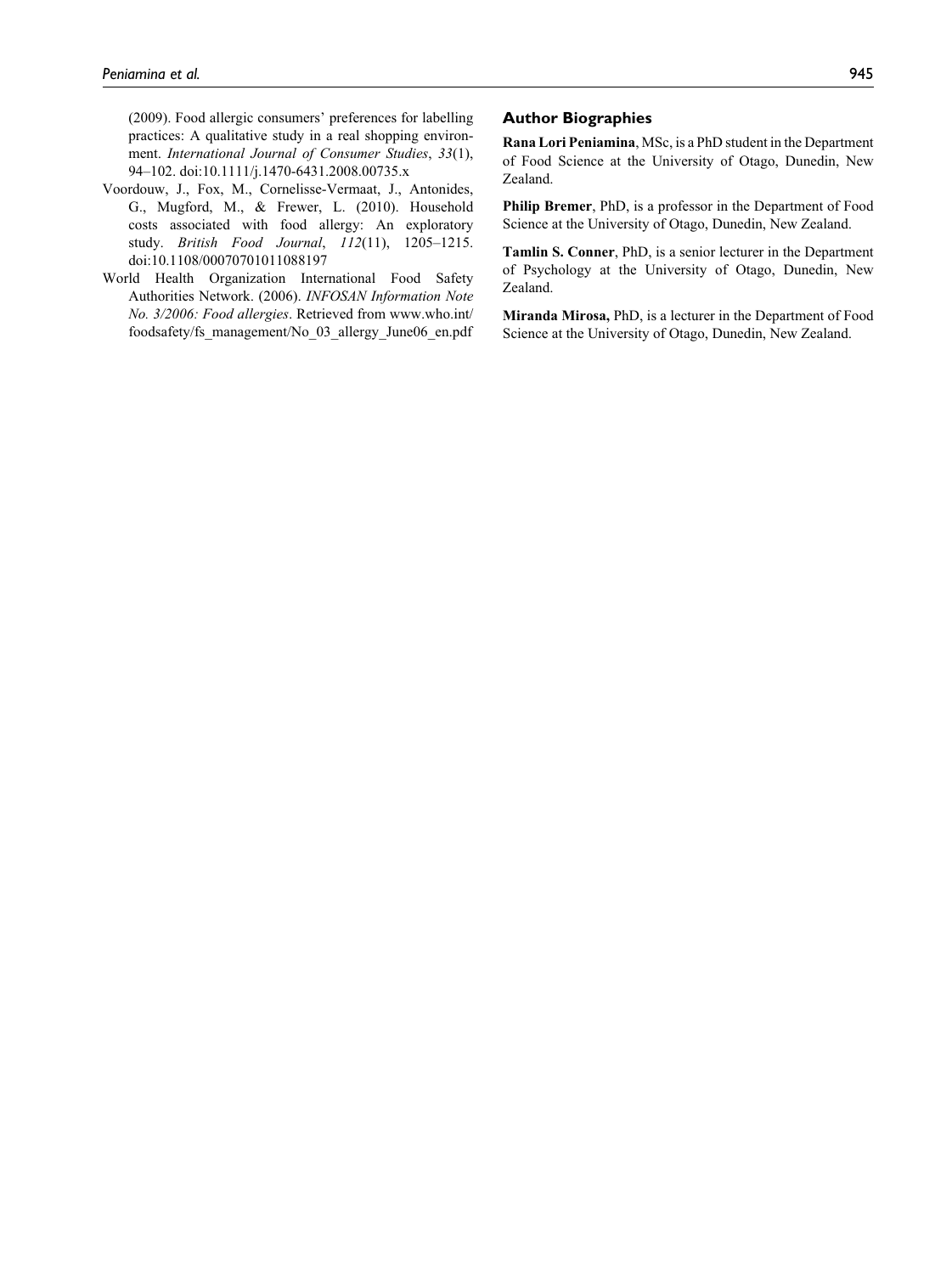(2009). Food allergic consumers' preferences for labelling practices: A qualitative study in a real shopping environment. *International Journal of Consumer Studies*, *33*(1), 94–102. doi:10.1111/j.1470-6431.2008.00735.x

Voordouw, J., Fox, M., Cornelisse-Vermaat, J., Antonides, G., Mugford, M., & Frewer, L. (2010). Household costs associated with food allergy: An exploratory study. *British Food Journal*, *112*(11), 1205–1215. doi:10.1108/00070701011088197

World Health Organization International Food Safety Authorities Network. (2006). *INFOSAN Information Note No. 3/2006: Food allergies*. Retrieved from www.who.int/foodsafety/fs_management/No_03_allergy_June06_en.pdf

## Author Biographies

**Rana Lori Peniamina**, MSc, is a PhD student in the Department of Food Science at the University of Otago, Dunedin, New Zealand.

**Philip Bremer**, PhD, is a professor in the Department of Food Science at the University of Otago, Dunedin, New Zealand.

**Tamlin S. Conner**, PhD, is a senior lecturer in the Department of Psychology at the University of Otago, Dunedin, New Zealand.

**Miranda Mirosa,** PhD, is a lecturer in the Department of Food Science at the University of Otago, Dunedin, New Zealand.